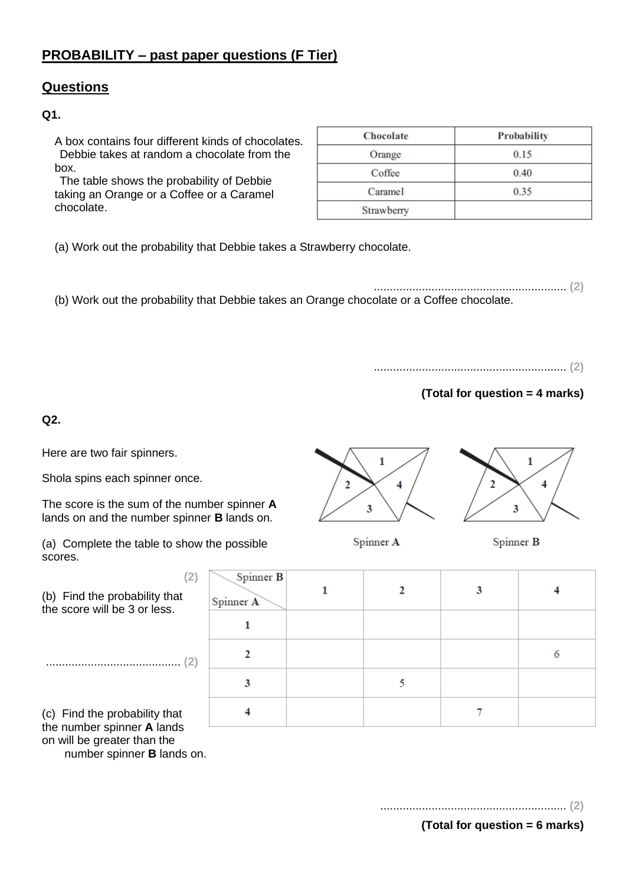## PROBABILITY – past paper questions (F Tier)

## Questions

**Q1.**

A box contains four different kinds of chocolates.
Debbie takes at random a chocolate from the box.
The table shows the probability of Debbie taking an Orange or a Coffee or a Caramel chocolate.

| Chocolate | Probability |
|---|---|
| Orange | 0.15 |
| Coffee | 0.40 |
| Caramel | 0.35 |
| Strawberry | |

(a) Work out the probability that Debbie takes a Strawberry chocolate.

............................................................ **(2)**

(b) Work out the probability that Debbie takes an Orange chocolate or a Coffee chocolate.

............................................................ **(2)**

**(Total for question = 4 marks)**

**Q2.**

Here are two fair spinners.

Shola spins each spinner once.

The score is the sum of the number spinner **A** lands on and the number spinner **B** lands on.

Spinner A

Spinner B

(a) Complete the table to show the possible scores.

**(2)**

| Spinner B / Spinner A | 1 | 2 | 3 | 4 |
|---|---|---|---|---|
| 1 | | | | |
| 2 | | | | 6 |
| 3 | | 5 | | |
| 4 | | | 7 | |

(b) Find the probability that the score will be 3 or less.

.......................................... **(2)**

(c) Find the probability that the number spinner **A** lands on will be greater than the number spinner **B** lands on.

.......................................................... **(2)**

**(Total for question = 6 marks)**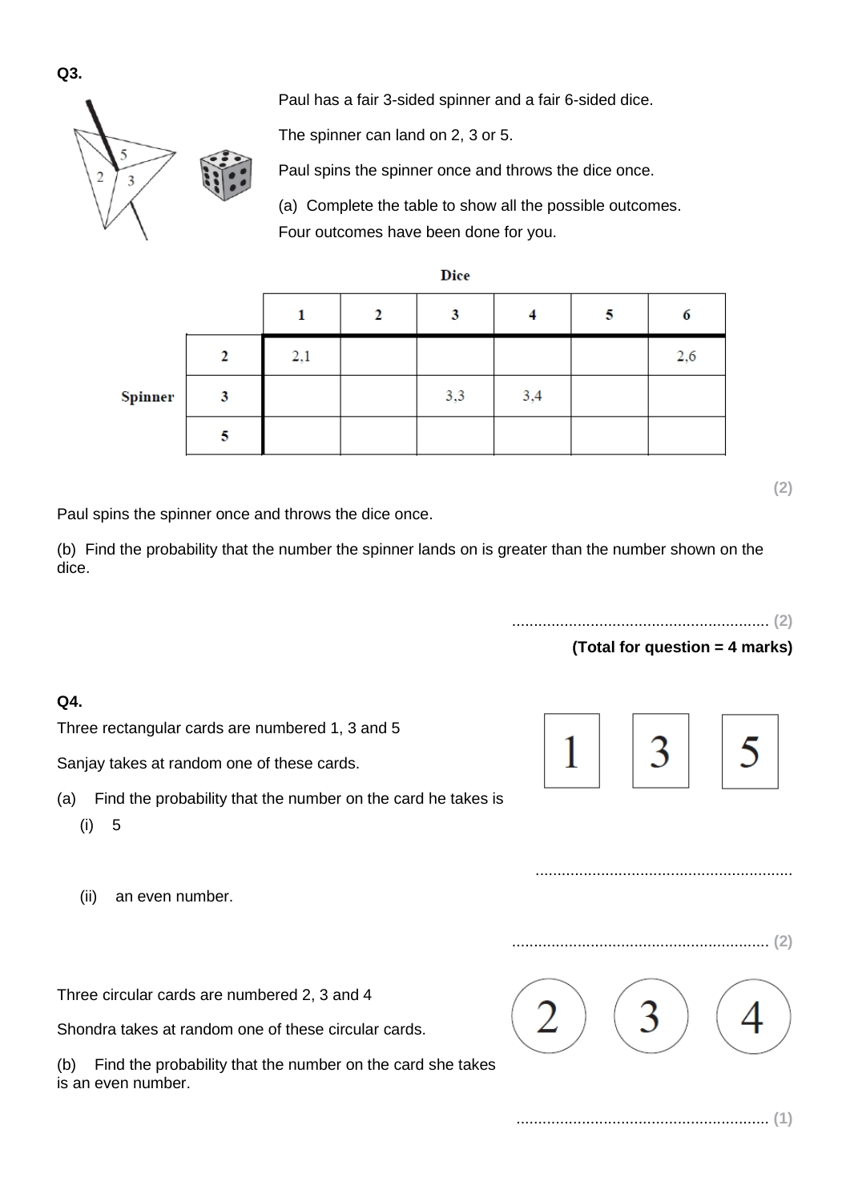**Q3.**

Paul has a fair 3-sided spinner and a fair 6-sided dice.

The spinner can land on 2, 3 or 5.

Paul spins the spinner once and throws the dice once.

(a) Complete the table to show all the possible outcomes.
Four outcomes have been done for you.

**Dice**

| | | 1 | 2 | 3 | 4 | 5 | 6 |
|---|---|---|---|---|---|---|---|
| **Spinner** | **2** | 2,1 | | | | | 2,6 |
| | **3** | | | 3,3 | 3,4 | | |
| | **5** | | | | | | |

**(2)**

Paul spins the spinner once and throws the dice once.

(b) Find the probability that the number the spinner lands on is greater than the number shown on the dice.

........................................................... **(2)**

**(Total for question = 4 marks)**

**Q4.**

Three rectangular cards are numbered 1, 3 and 5

Sanjay takes at random one of these cards.

(a) Find the probability that the number on the card he takes is

(i) 5

...........................................................

(ii) an even number.

........................................................... **(2)**

Three circular cards are numbered 2, 3 and 4

Shondra takes at random one of these circular cards.

(b) Find the probability that the number on the card she takes is an even number.

........................................................... **(1)**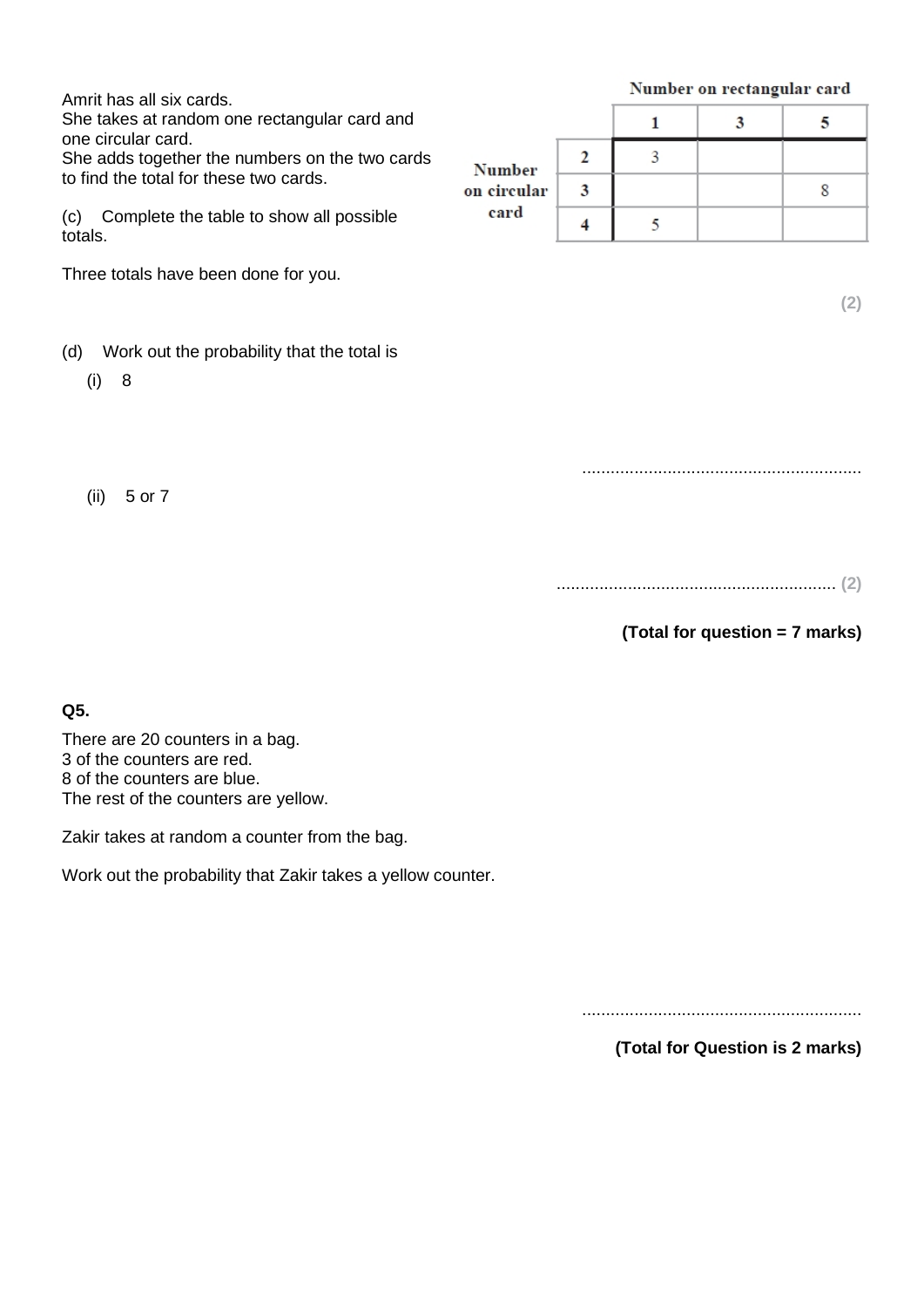Amrit has all six cards.
She takes at random one rectangular card and one circular card.
She adds together the numbers on the two cards to find the total for these two cards.

(c) Complete the table to show all possible totals.

Three totals have been done for you.

| | | Number on rectangular card | | |
|---|---|---|---|---|
| | | 1 | 3 | 5 |
| Number on circular card | 2 | 3 | | |
| | 3 | | | 8 |
| | 4 | 5 | | |

(2)

(d) Work out the probability that the total is

(i) 8

..........................................................

(ii) 5 or 7

.......................................................... (2)

**(Total for question = 7 marks)**

**Q5.**

There are 20 counters in a bag.
3 of the counters are red.
8 of the counters are blue.
The rest of the counters are yellow.

Zakir takes at random a counter from the bag.

Work out the probability that Zakir takes a yellow counter.

..........................................................

**(Total for Question is 2 marks)**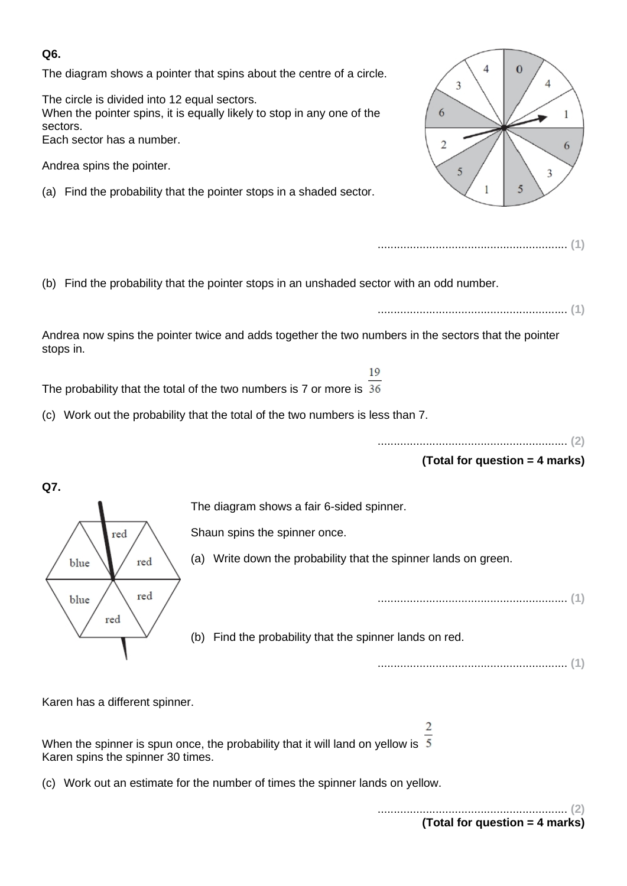**Q6.**

The diagram shows a pointer that spins about the centre of a circle.

The circle is divided into 12 equal sectors.
When the pointer spins, it is equally likely to stop in any one of the sectors.
Each sector has a number.

Andrea spins the pointer.

(a) Find the probability that the pointer stops in a shaded sector.

........................................................... **(1)**

(b) Find the probability that the pointer stops in an unshaded sector with an odd number.

........................................................... **(1)**

Andrea now spins the pointer twice and adds together the two numbers in the sectors that the pointer stops in.

The probability that the total of the two numbers is 7 or more is $\frac{19}{36}$

(c) Work out the probability that the total of the two numbers is less than 7.

........................................................... **(2)**

**(Total for question = 4 marks)**

**Q7.**

The diagram shows a fair 6-sided spinner.

Shaun spins the spinner once.

(a) Write down the probability that the spinner lands on green.

........................................................... **(1)**

(b) Find the probability that the spinner lands on red.

........................................................... **(1)**

Karen has a different spinner.

When the spinner is spun once, the probability that it will land on yellow is $\frac{2}{5}$
Karen spins the spinner 30 times.

(c) Work out an estimate for the number of times the spinner lands on yellow.

........................................................... **(2)**

**(Total for question = 4 marks)**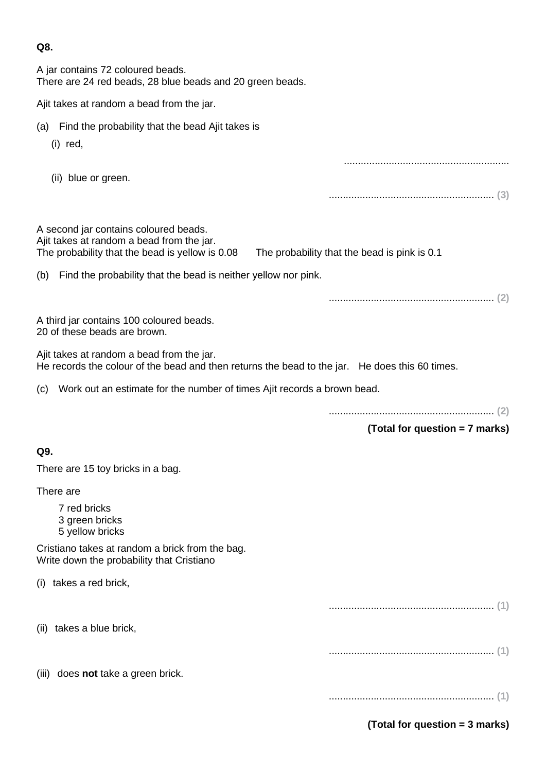**Q8.**

A jar contains 72 coloured beads.
There are 24 red beads, 28 blue beads and 20 green beads.

Ajit takes at random a bead from the jar.

(a) Find the probability that the bead Ajit takes is

(i) red,

...........................................................

(ii) blue or green.

........................................................... **(3)**

A second jar contains coloured beads.
Ajit takes at random a bead from the jar.
The probability that the bead is yellow is 0.08 The probability that the bead is pink is 0.1

(b) Find the probability that the bead is neither yellow nor pink.

........................................................... **(2)**

A third jar contains 100 coloured beads.
20 of these beads are brown.

Ajit takes at random a bead from the jar.
He records the colour of the bead and then returns the bead to the jar. He does this 60 times.

(c) Work out an estimate for the number of times Ajit records a brown bead.

........................................................... **(2)**

**(Total for question = 7 marks)**

**Q9.**

There are 15 toy bricks in a bag.

There are

7 red bricks
3 green bricks
5 yellow bricks

Cristiano takes at random a brick from the bag.
Write down the probability that Cristiano

(i) takes a red brick,

........................................................... **(1)**

(ii) takes a blue brick,

........................................................... **(1)**

(iii) does **not** take a green brick.

........................................................... **(1)**

**(Total for question = 3 marks)**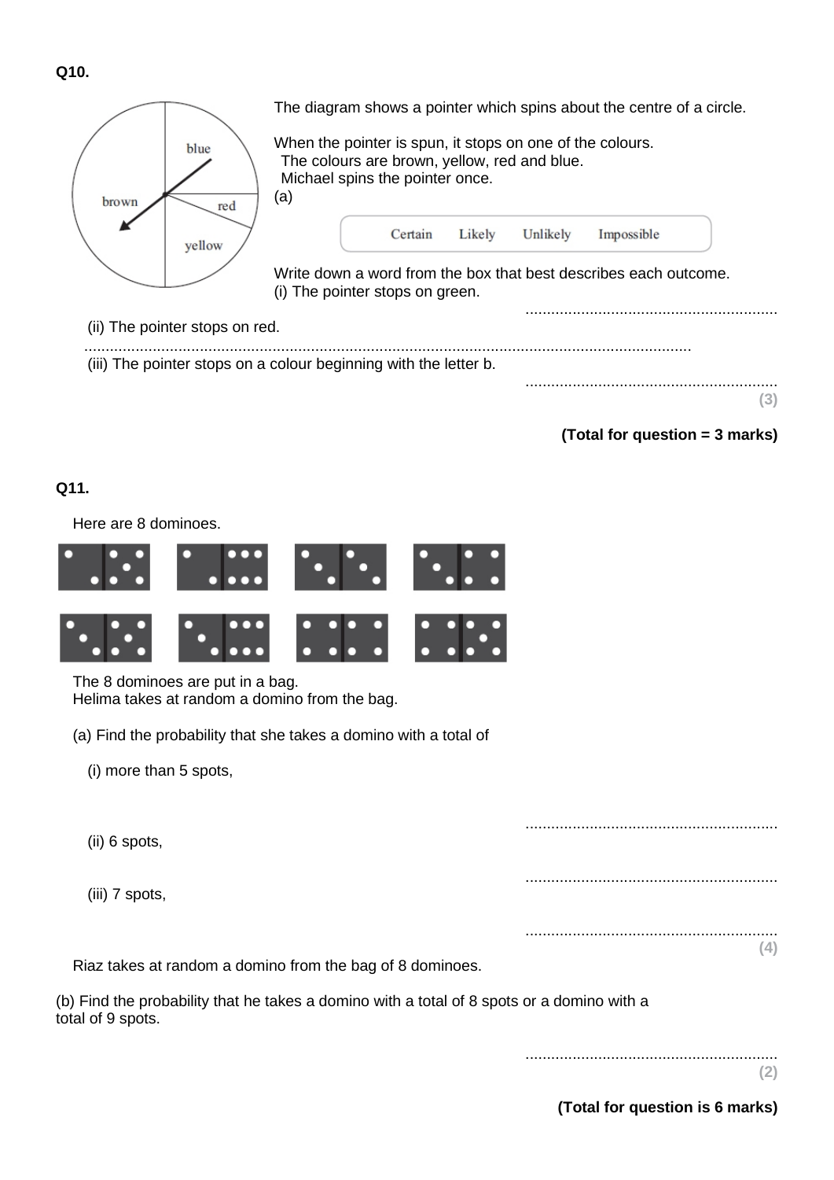**Q10.**

blue

brown

red

yellow

The diagram shows a pointer which spins about the centre of a circle.

When the pointer is spun, it stops on one of the colours.
The colours are brown, yellow, red and blue.
Michael spins the pointer once.

(a)

| Certain | Likely | Unlikely | Impossible |
|---|---|---|---|

Write down a word from the box that best describes each outcome.

(i) The pointer stops on green.

...........................................................

(ii) The pointer stops on red.

...........................................................

(iii) The pointer stops on a colour beginning with the letter b.

...........................................................

**(3)**

**(Total for question = 3 marks)**

**Q11.**

Here are 8 dominoes.

The 8 dominoes are put in a bag.
Helima takes at random a domino from the bag.

(a) Find the probability that she takes a domino with a total of

(i) more than 5 spots,

...........................................................

(ii) 6 spots,

...........................................................

(iii) 7 spots,

...........................................................

**(4)**

Riaz takes at random a domino from the bag of 8 dominoes.

(b) Find the probability that he takes a domino with a total of 8 spots or a domino with a total of 9 spots.

...........................................................

**(2)**

**(Total for question is 6 marks)**